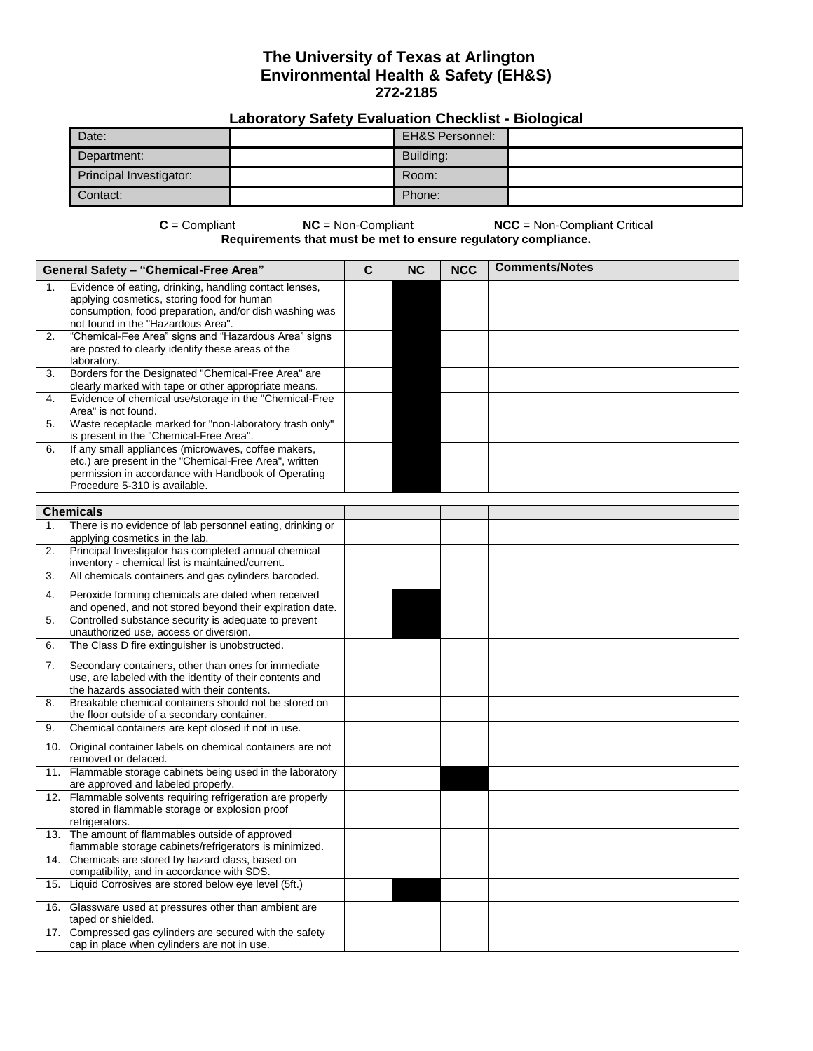# The University of Texas at Arlington
## Environmental Health & Safety (EH&S)
### 272-2185

### Laboratory Safety Evaluation Checklist - Biological

| Date: | | EH&S Personnel: | |
|---|---|---|---|
| Department: | | Building: | |
| Principal Investigator: | | Room: | |
| Contact: | | Phone: | |

**C** = Compliant **NC** = Non-Compliant **NCC** = Non-Compliant Critical

**Requirements that must be met to ensure regulatory compliance.**

| General Safety – "Chemical-Free Area" | C | NC | NCC | Comments/Notes |
|---|---|---|---|---|
| 1. Evidence of eating, drinking, handling contact lenses, applying cosmetics, storing food for human consumption, food preparation, and/or dish washing was not found in the "Hazardous Area". | | | | |
| 2. "Chemical-Fee Area" signs and "Hazardous Area" signs are posted to clearly identify these areas of the laboratory. | | | | |
| 3. Borders for the Designated "Chemical-Free Area" are clearly marked with tape or other appropriate means. | | | | |
| 4. Evidence of chemical use/storage in the "Chemical-Free Area" is not found. | | | | |
| 5. Waste receptacle marked for "non-laboratory trash only" is present in the "Chemical-Free Area". | | | | |
| 6. If any small appliances (microwaves, coffee makers, etc.) are present in the "Chemical-Free Area", written permission in accordance with Handbook of Operating Procedure 5-310 is available. | | | | |

| Chemicals | | | | |
|---|---|---|---|---|
| 1. There is no evidence of lab personnel eating, drinking or applying cosmetics in the lab. | | | | |
| 2. Principal Investigator has completed annual chemical inventory - chemical list is maintained/current. | | | | |
| 3. All chemicals containers and gas cylinders barcoded. | | | | |
| 4. Peroxide forming chemicals are dated when received and opened, and not stored beyond their expiration date. | | | | |
| 5. Controlled substance security is adequate to prevent unauthorized use, access or diversion. | | | | |
| 6. The Class D fire extinguisher is unobstructed. | | | | |
| 7. Secondary containers, other than ones for immediate use, are labeled with the identity of their contents and the hazards associated with their contents. | | | | |
| 8. Breakable chemical containers should not be stored on the floor outside of a secondary container. | | | | |
| 9. Chemical containers are kept closed if not in use. | | | | |
| 10. Original container labels on chemical containers are not removed or defaced. | | | | |
| 11. Flammable storage cabinets being used in the laboratory are approved and labeled properly. | | | | |
| 12. Flammable solvents requiring refrigeration are properly stored in flammable storage or explosion proof refrigerators. | | | | |
| 13. The amount of flammables outside of approved flammable storage cabinets/refrigerators is minimized. | | | | |
| 14. Chemicals are stored by hazard class, based on compatibility, and in accordance with SDS. | | | | |
| 15. Liquid Corrosives are stored below eye level (5ft.) | | | | |
| 16. Glassware used at pressures other than ambient are taped or shielded. | | | | |
| 17. Compressed gas cylinders are secured with the safety cap in place when cylinders are not in use. | | | | |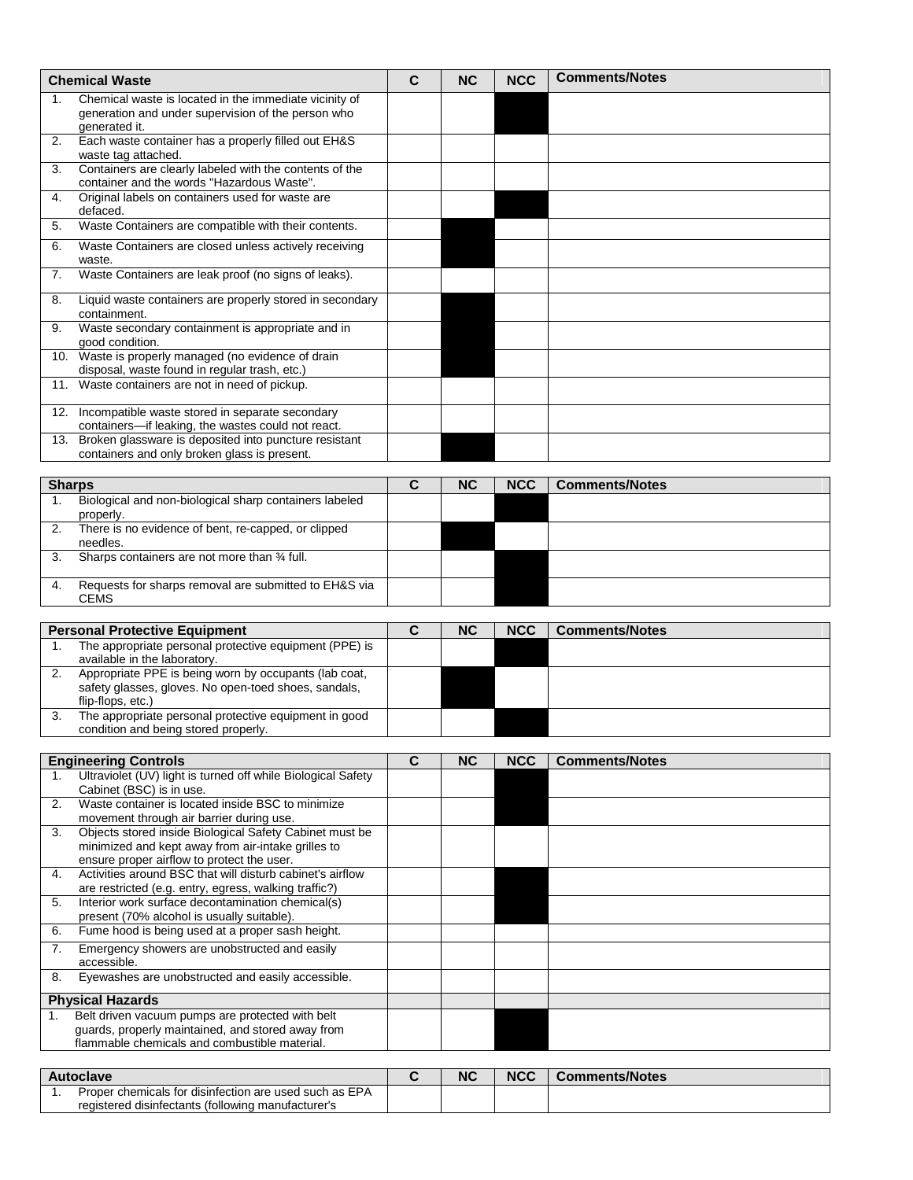| Chemical Waste | C | NC | NCC | Comments/Notes |
|---|---|---|---|---|
| 1. Chemical waste is located in the immediate vicinity of generation and under supervision of the person who generated it. | | | | |
| 2. Each waste container has a properly filled out EH&S waste tag attached. | | | | |
| 3. Containers are clearly labeled with the contents of the container and the words "Hazardous Waste". | | | | |
| 4. Original labels on containers used for waste are defaced. | | | | |
| 5. Waste Containers are compatible with their contents. | | | | |
| 6. Waste Containers are closed unless actively receiving waste. | | | | |
| 7. Waste Containers are leak proof (no signs of leaks). | | | | |
| 8. Liquid waste containers are properly stored in secondary containment. | | | | |
| 9. Waste secondary containment is appropriate and in good condition. | | | | |
| 10. Waste is properly managed (no evidence of drain disposal, waste found in regular trash, etc.) | | | | |
| 11. Waste containers are not in need of pickup. | | | | |
| 12. Incompatible waste stored in separate secondary containers—if leaking, the wastes could not react. | | | | |
| 13. Broken glassware is deposited into puncture resistant containers and only broken glass is present. | | | | |

| Sharps | C | NC | NCC | Comments/Notes |
|---|---|---|---|---|
| 1. Biological and non-biological sharp containers labeled properly. | | | | |
| 2. There is no evidence of bent, re-capped, or clipped needles. | | | | |
| 3. Sharps containers are not more than ¾ full. | | | | |
| 4. Requests for sharps removal are submitted to EH&S via CEMS | | | | |

| Personal Protective Equipment | C | NC | NCC | Comments/Notes |
|---|---|---|---|---|
| 1. The appropriate personal protective equipment (PPE) is available in the laboratory. | | | | |
| 2. Appropriate PPE is being worn by occupants (lab coat, safety glasses, gloves. No open-toed shoes, sandals, flip-flops, etc.) | | | | |
| 3. The appropriate personal protective equipment in good condition and being stored properly. | | | | |

| Engineering Controls | C | NC | NCC | Comments/Notes |
|---|---|---|---|---|
| 1. Ultraviolet (UV) light is turned off while Biological Safety Cabinet (BSC) is in use. | | | | |
| 2. Waste container is located inside BSC to minimize movement through air barrier during use. | | | | |
| 3. Objects stored inside Biological Safety Cabinet must be minimized and kept away from air-intake grilles to ensure proper airflow to protect the user. | | | | |
| 4. Activities around BSC that will disturb cabinet's airflow are restricted (e.g. entry, egress, walking traffic?) | | | | |
| 5. Interior work surface decontamination chemical(s) present (70% alcohol is usually suitable). | | | | |
| 6. Fume hood is being used at a proper sash height. | | | | |
| 7. Emergency showers are unobstructed and easily accessible. | | | | |
| 8. Eyewashes are unobstructed and easily accessible. | | | | |
| **Physical Hazards** | | | | |
| 1. Belt driven vacuum pumps are protected with belt guards, properly maintained, and stored away from flammable chemicals and combustible material. | | | | |

| Autoclave | C | NC | NCC | Comments/Notes |
|---|---|---|---|---|
| 1. Proper chemicals for disinfection are used such as EPA registered disinfectants (following manufacturer's | | | | |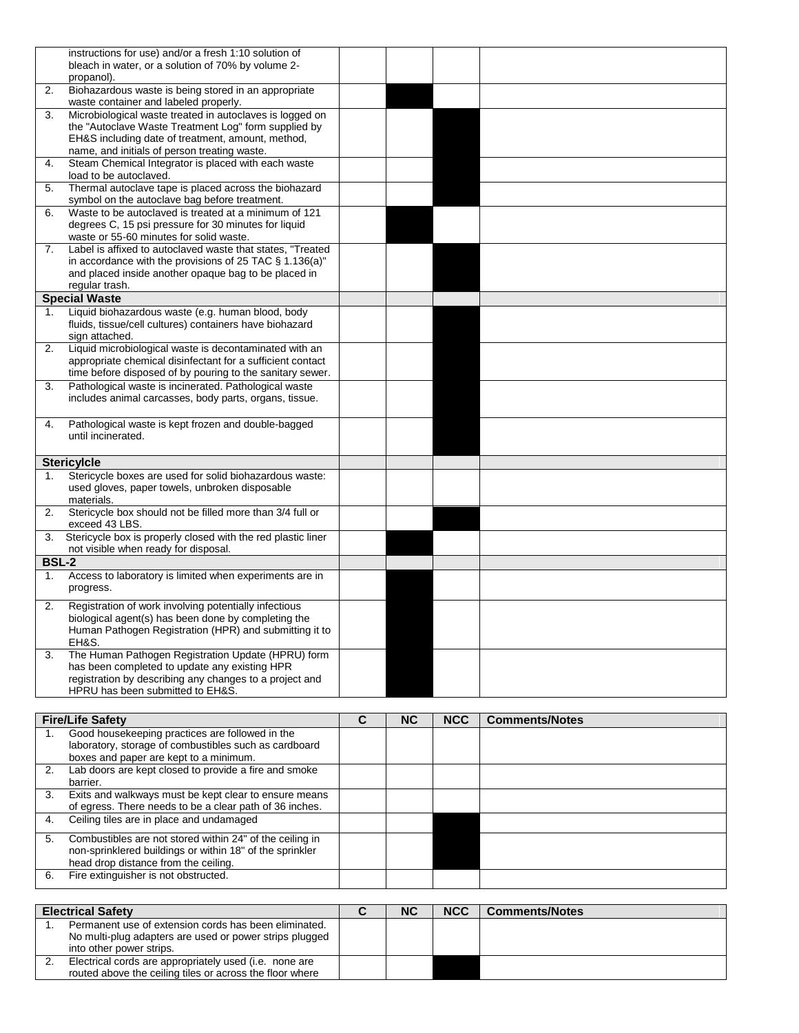| | C | NC | NCC | Comments/Notes |
|---|---|---|---|---|
| instructions for use) and/or a fresh 1:10 solution of bleach in water, or a solution of 70% by volume 2-propanol). | | | | |
| 2. Biohazardous waste is being stored in an appropriate waste container and labeled properly. | | | | |
| 3. Microbiological waste treated in autoclaves is logged on the "Autoclave Waste Treatment Log" form supplied by EH&S including date of treatment, amount, method, name, and initials of person treating waste. | | | | |
| 4. Steam Chemical Integrator is placed with each waste load to be autoclaved. | | | | |
| 5. Thermal autoclave tape is placed across the biohazard symbol on the autoclave bag before treatment. | | | | |
| 6. Waste to be autoclaved is treated at a minimum of 121 degrees C, 15 psi pressure for 30 minutes for liquid waste or 55-60 minutes for solid waste. | | | | |
| 7. Label is affixed to autoclaved waste that states, "Treated in accordance with the provisions of 25 TAC § 1.136(a)" and placed inside another opaque bag to be placed in regular trash. | | | | |
| **Special Waste** | | | | |
| 1. Liquid biohazardous waste (e.g. human blood, body fluids, tissue/cell cultures) containers have biohazard sign attached. | | | | |
| 2. Liquid microbiological waste is decontaminated with an appropriate chemical disinfectant for a sufficient contact time before disposed of by pouring to the sanitary sewer. | | | | |
| 3. Pathological waste is incinerated. Pathological waste includes animal carcasses, body parts, organs, tissue. | | | | |
| 4. Pathological waste is kept frozen and double-bagged until incinerated. | | | | |
| **Stericylcle** | | | | |
| 1. Stericycle boxes are used for solid biohazardous waste: used gloves, paper towels, unbroken disposable materials. | | | | |
| 2. Stericycle box should not be filled more than 3/4 full or exceed 43 LBS. | | | | |
| 3. Stericycle box is properly closed with the red plastic liner not visible when ready for disposal. | | | | |
| **BSL-2** | | | | |
| 1. Access to laboratory is limited when experiments are in progress. | | | | |
| 2. Registration of work involving potentially infectious biological agent(s) has been done by completing the Human Pathogen Registration (HPR) and submitting it to EH&S. | | | | |
| 3. The Human Pathogen Registration Update (HPRU) form has been completed to update any existing HPR registration by describing any changes to a project and HPRU has been submitted to EH&S. | | | | |

| Fire/Life Safety | C | NC | NCC | Comments/Notes |
|---|---|---|---|---|
| 1. Good housekeeping practices are followed in the laboratory, storage of combustibles such as cardboard boxes and paper are kept to a minimum. | | | | |
| 2. Lab doors are kept closed to provide a fire and smoke barrier. | | | | |
| 3. Exits and walkways must be kept clear to ensure means of egress. There needs to be a clear path of 36 inches. | | | | |
| 4. Ceiling tiles are in place and undamaged | | | | |
| 5. Combustibles are not stored within 24" of the ceiling in non-sprinklered buildings or within 18" of the sprinkler head drop distance from the ceiling. | | | | |
| 6. Fire extinguisher is not obstructed. | | | | |

| Electrical Safety | C | NC | NCC | Comments/Notes |
|---|---|---|---|---|
| 1. Permanent use of extension cords has been eliminated. No multi-plug adapters are used or power strips plugged into other power strips. | | | | |
| 2. Electrical cords are appropriately used (i.e. none are routed above the ceiling tiles or across the floor where | | | | |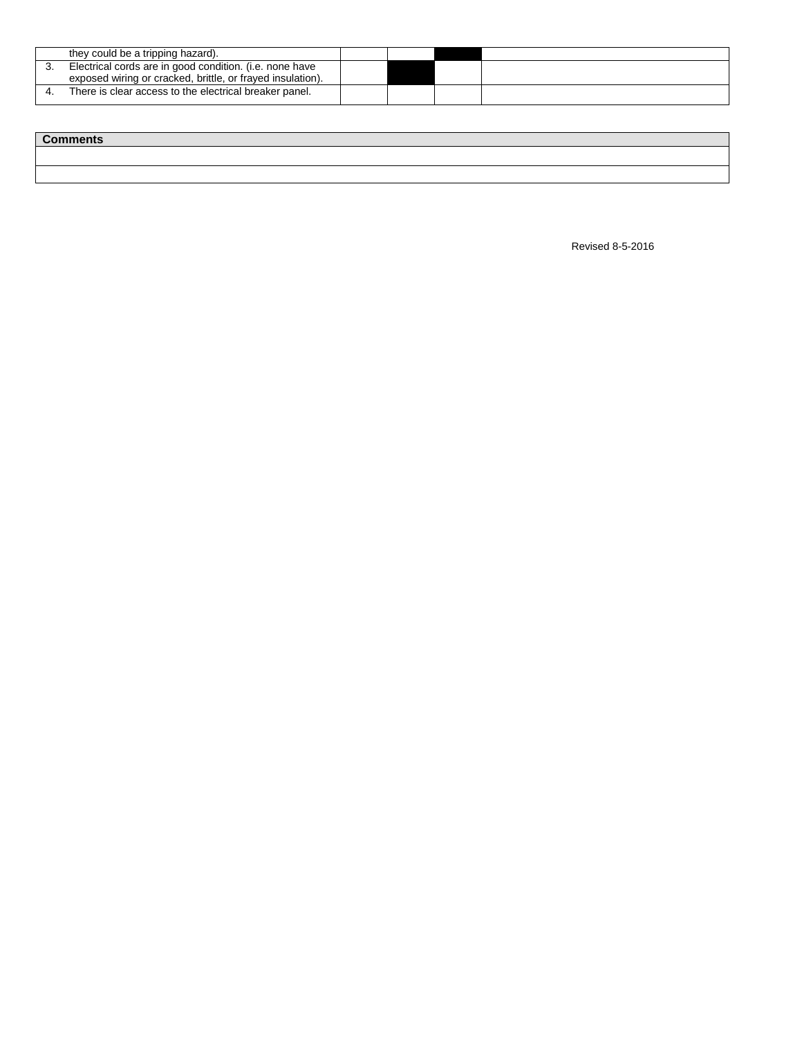| | | | | | |
|---|---|---|---|---|---|
| | they could be a tripping hazard). | | | ■ | |
| 3. | Electrical cords are in good condition. (i.e. none have exposed wiring or cracked, brittle, or frayed insulation). | | ■ | | |
| 4. | There is clear access to the electrical breaker panel. | | | | |

| **Comments** |
|---|
| |
| |

Revised 8-5-2016